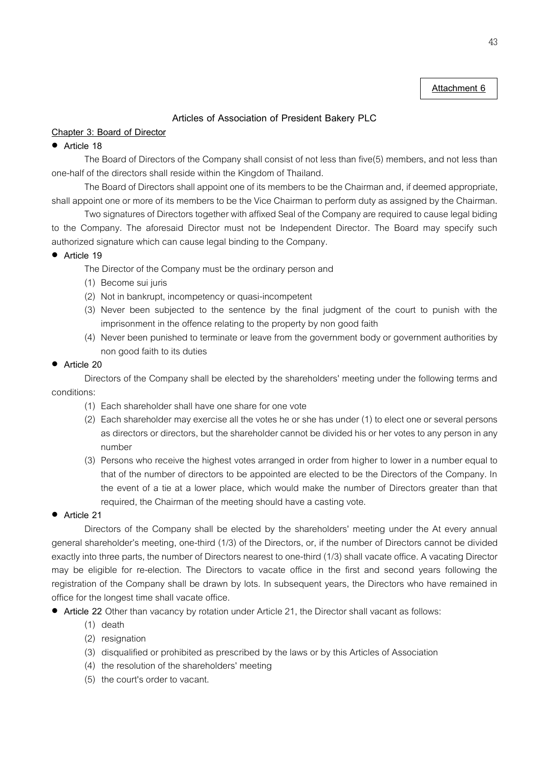**Attachment 6**

## Articles of Association of President Bakery PLC

### Chapter 3: Board of Director

- **Article 18**

The Board of Directors of the Company shall consist of not less than five(5) members, and not less than one-half of the directors shall reside within the Kingdom of Thailand.

The Board of Directors shall appoint one of its members to be the Chairman and, if deemed appropriate, shall appoint one or more of its members to be the Vice Chairman to perform duty as assigned by the Chairman.

Two signatures of Directors together with affixed Seal of the Company are required to cause legal biding to the Company. The aforesaid Director must not be Independent Director. The Board may specify such authorized signature which can cause legal binding to the Company.

- **Article 19**

The Director of the Company must be the ordinary person and

(1) Become sui juris

(2) Not in bankrupt, incompetency or quasi-incompetent

(3) Never been subjected to the sentence by the final judgment of the court to punish with the imprisonment in the offence relating to the property by non good faith

(4) Never been punished to terminate or leave from the government body or government authorities by non good faith to its duties

- **Article 20**

Directors of the Company shall be elected by the shareholders' meeting under the following terms and conditions:

(1) Each shareholder shall have one share for one vote

(2) Each shareholder may exercise all the votes he or she has under (1) to elect one or several persons as directors or directors, but the shareholder cannot be divided his or her votes to any person in any number

(3) Persons who receive the highest votes arranged in order from higher to lower in a number equal to that of the number of directors to be appointed are elected to be the Directors of the Company. In the event of a tie at a lower place, which would make the number of Directors greater than that required, the Chairman of the meeting should have a casting vote.

- **Article 21**

Directors of the Company shall be elected by the shareholders' meeting under the At every annual general shareholder's meeting, one-third (1/3) of the Directors, or, if the number of Directors cannot be divided exactly into three parts, the number of Directors nearest to one-third (1/3) shall vacate office. A vacating Director may be eligible for re-election. The Directors to vacate office in the first and second years following the registration of the Company shall be drawn by lots. In subsequent years, the Directors who have remained in office for the longest time shall vacate office.

- **Article 22** Other than vacancy by rotation under Article 21, the Director shall vacant as follows:

(1) death

(2) resignation

(3) disqualified or prohibited as prescribed by the laws or by this Articles of Association

(4) the resolution of the shareholders' meeting

(5) the court's order to vacant.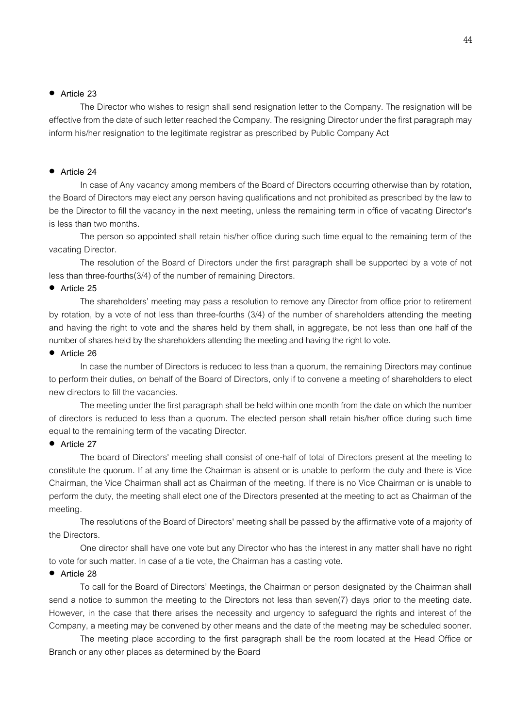- **Article 23**

The Director who wishes to resign shall send resignation letter to the Company. The resignation will be effective from the date of such letter reached the Company. The resigning Director under the first paragraph may inform his/her resignation to the legitimate registrar as prescribed by Public Company Act

- **Article 24**

In case of Any vacancy among members of the Board of Directors occurring otherwise than by rotation, the Board of Directors may elect any person having qualifications and not prohibited as prescribed by the law to be the Director to fill the vacancy in the next meeting, unless the remaining term in office of vacating Director's is less than two months.

The person so appointed shall retain his/her office during such time equal to the remaining term of the vacating Director.

The resolution of the Board of Directors under the first paragraph shall be supported by a vote of not less than three-fourths(3/4) of the number of remaining Directors.

- **Article 25**

The shareholders' meeting may pass a resolution to remove any Director from office prior to retirement by rotation, by a vote of not less than three-fourths (3/4) of the number of shareholders attending the meeting and having the right to vote and the shares held by them shall, in aggregate, be not less than one half of the number of shares held by the shareholders attending the meeting and having the right to vote.

- **Article 26**

In case the number of Directors is reduced to less than a quorum, the remaining Directors may continue to perform their duties, on behalf of the Board of Directors, only if to convene a meeting of shareholders to elect new directors to fill the vacancies.

The meeting under the first paragraph shall be held within one month from the date on which the number of directors is reduced to less than a quorum. The elected person shall retain his/her office during such time equal to the remaining term of the vacating Director.

- **Article 27**

The board of Directors' meeting shall consist of one-half of total of Directors present at the meeting to constitute the quorum. If at any time the Chairman is absent or is unable to perform the duty and there is Vice Chairman, the Vice Chairman shall act as Chairman of the meeting. If there is no Vice Chairman or is unable to perform the duty, the meeting shall elect one of the Directors presented at the meeting to act as Chairman of the meeting.

The resolutions of the Board of Directors' meeting shall be passed by the affirmative vote of a majority of the Directors.

One director shall have one vote but any Director who has the interest in any matter shall have no right to vote for such matter. In case of a tie vote, the Chairman has a casting vote.

- **Article 28**

To call for the Board of Directors' Meetings, the Chairman or person designated by the Chairman shall send a notice to summon the meeting to the Directors not less than seven(7) days prior to the meeting date. However, in the case that there arises the necessity and urgency to safeguard the rights and interest of the Company, a meeting may be convened by other means and the date of the meeting may be scheduled sooner.

The meeting place according to the first paragraph shall be the room located at the Head Office or Branch or any other places as determined by the Board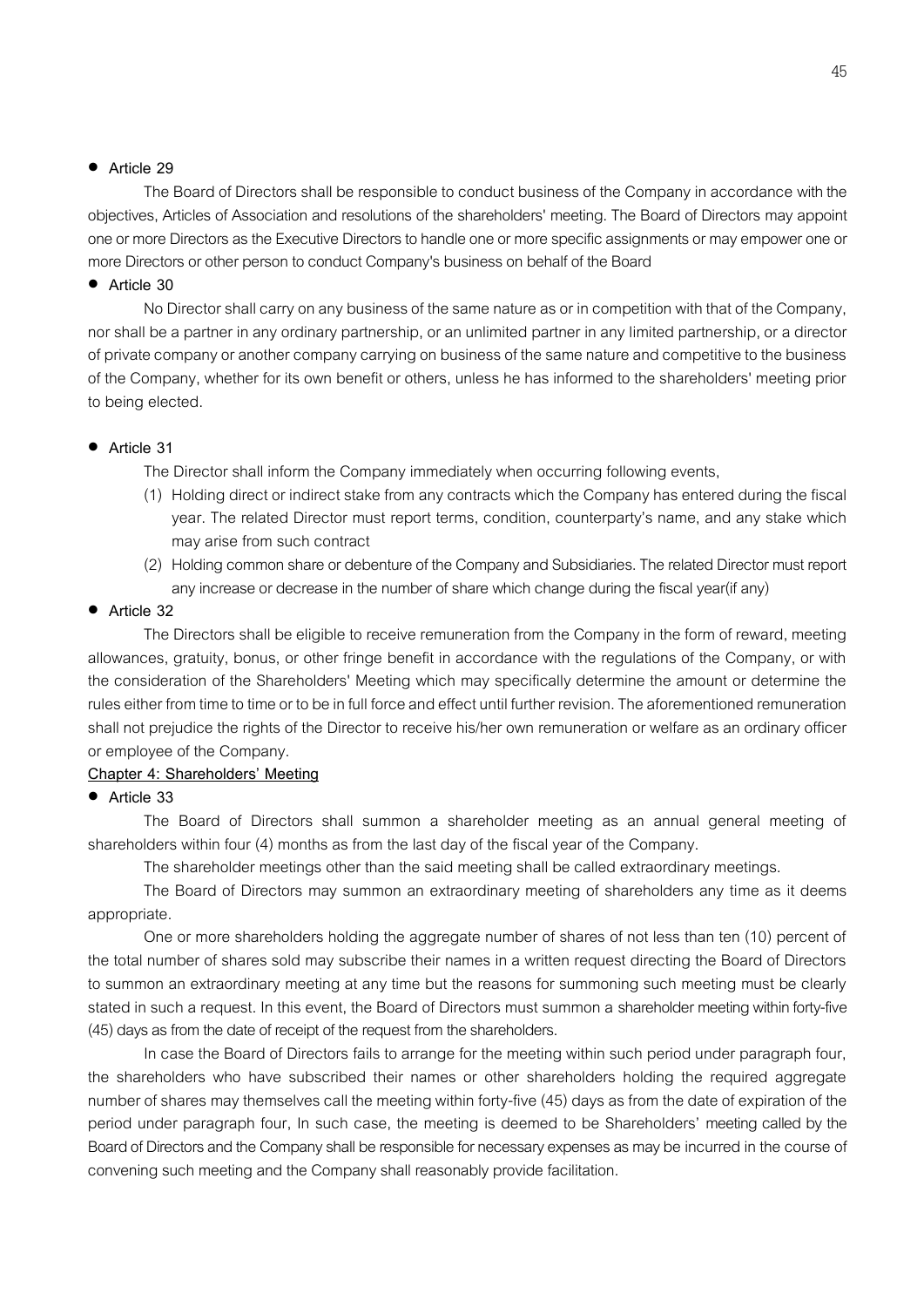- **Article 29**

The Board of Directors shall be responsible to conduct business of the Company in accordance with the objectives, Articles of Association and resolutions of the shareholders' meeting. The Board of Directors may appoint one or more Directors as the Executive Directors to handle one or more specific assignments or may empower one or more Directors or other person to conduct Company's business on behalf of the Board

- **Article 30**

No Director shall carry on any business of the same nature as or in competition with that of the Company, nor shall be a partner in any ordinary partnership, or an unlimited partner in any limited partnership, or a director of private company or another company carrying on business of the same nature and competitive to the business of the Company, whether for its own benefit or others, unless he has informed to the shareholders' meeting prior to being elected.

- **Article 31**

The Director shall inform the Company immediately when occurring following events,

(1) Holding direct or indirect stake from any contracts which the Company has entered during the fiscal year. The related Director must report terms, condition, counterparty's name, and any stake which may arise from such contract

(2) Holding common share or debenture of the Company and Subsidiaries. The related Director must report any increase or decrease in the number of share which change during the fiscal year(if any)

- **Article 32**

The Directors shall be eligible to receive remuneration from the Company in the form of reward, meeting allowances, gratuity, bonus, or other fringe benefit in accordance with the regulations of the Company, or with the consideration of the Shareholders' Meeting which may specifically determine the amount or determine the rules either from time to time or to be in full force and effect until further revision. The aforementioned remuneration shall not prejudice the rights of the Director to receive his/her own remuneration or welfare as an ordinary officer or employee of the Company.

**Chapter 4: Shareholders' Meeting**

- **Article 33**

The Board of Directors shall summon a shareholder meeting as an annual general meeting of shareholders within four (4) months as from the last day of the fiscal year of the Company.

The shareholder meetings other than the said meeting shall be called extraordinary meetings.

The Board of Directors may summon an extraordinary meeting of shareholders any time as it deems appropriate.

One or more shareholders holding the aggregate number of shares of not less than ten (10) percent of the total number of shares sold may subscribe their names in a written request directing the Board of Directors to summon an extraordinary meeting at any time but the reasons for summoning such meeting must be clearly stated in such a request. In this event, the Board of Directors must summon a shareholder meeting within forty-five (45) days as from the date of receipt of the request from the shareholders.

In case the Board of Directors fails to arrange for the meeting within such period under paragraph four, the shareholders who have subscribed their names or other shareholders holding the required aggregate number of shares may themselves call the meeting within forty-five (45) days as from the date of expiration of the period under paragraph four, In such case, the meeting is deemed to be Shareholders' meeting called by the Board of Directors and the Company shall be responsible for necessary expenses as may be incurred in the course of convening such meeting and the Company shall reasonably provide facilitation.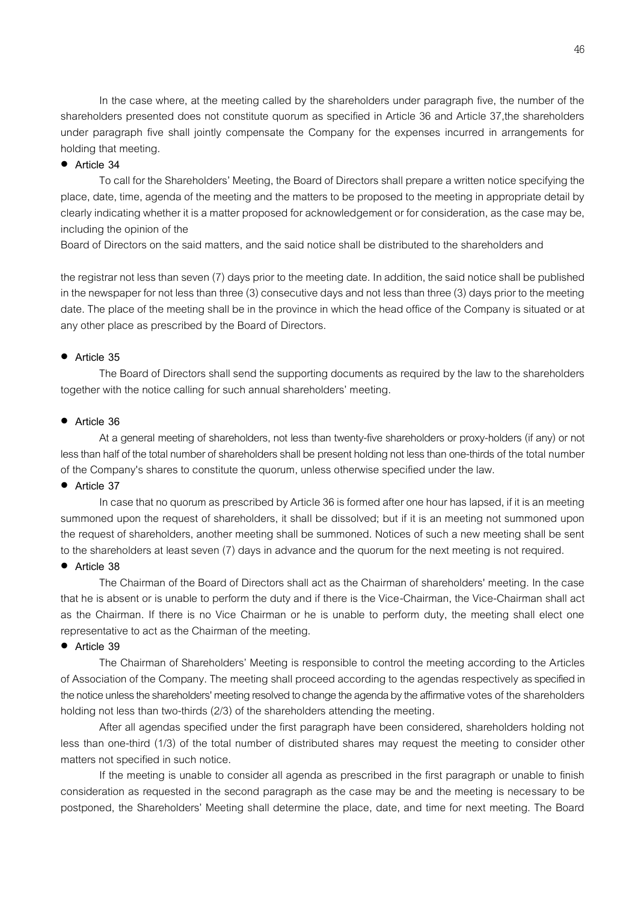In the case where, at the meeting called by the shareholders under paragraph five, the number of the shareholders presented does not constitute quorum as specified in Article 36 and Article 37,the shareholders under paragraph five shall jointly compensate the Company for the expenses incurred in arrangements for holding that meeting.

- **Article 34**

To call for the Shareholders' Meeting, the Board of Directors shall prepare a written notice specifying the place, date, time, agenda of the meeting and the matters to be proposed to the meeting in appropriate detail by clearly indicating whether it is a matter proposed for acknowledgement or for consideration, as the case may be, including the opinion of the Board of Directors on the said matters, and the said notice shall be distributed to the shareholders and the registrar not less than seven (7) days prior to the meeting date. In addition, the said notice shall be published in the newspaper for not less than three (3) consecutive days and not less than three (3) days prior to the meeting date. The place of the meeting shall be in the province in which the head office of the Company is situated or at any other place as prescribed by the Board of Directors.

- **Article 35**

The Board of Directors shall send the supporting documents as required by the law to the shareholders together with the notice calling for such annual shareholders' meeting.

- **Article 36**

At a general meeting of shareholders, not less than twenty-five shareholders or proxy-holders (if any) or not less than half of the total number of shareholders shall be present holding not less than one-thirds of the total number of the Company's shares to constitute the quorum, unless otherwise specified under the law.

- **Article 37**

In case that no quorum as prescribed by Article 36 is formed after one hour has lapsed, if it is an meeting summoned upon the request of shareholders, it shall be dissolved; but if it is an meeting not summoned upon the request of shareholders, another meeting shall be summoned. Notices of such a new meeting shall be sent to the shareholders at least seven (7) days in advance and the quorum for the next meeting is not required.

- **Article 38**

The Chairman of the Board of Directors shall act as the Chairman of shareholders' meeting. In the case that he is absent or is unable to perform the duty and if there is the Vice-Chairman, the Vice-Chairman shall act as the Chairman. If there is no Vice Chairman or he is unable to perform duty, the meeting shall elect one representative to act as the Chairman of the meeting.

- **Article 39**

The Chairman of Shareholders' Meeting is responsible to control the meeting according to the Articles of Association of the Company. The meeting shall proceed according to the agendas respectively as specified in the notice unless the shareholders' meeting resolved to change the agenda by the affirmative votes of the shareholders holding not less than two-thirds (2/3) of the shareholders attending the meeting.

After all agendas specified under the first paragraph have been considered, shareholders holding not less than one-third (1/3) of the total number of distributed shares may request the meeting to consider other matters not specified in such notice.

If the meeting is unable to consider all agenda as prescribed in the first paragraph or unable to finish consideration as requested in the second paragraph as the case may be and the meeting is necessary to be postponed, the Shareholders' Meeting shall determine the place, date, and time for next meeting. The Board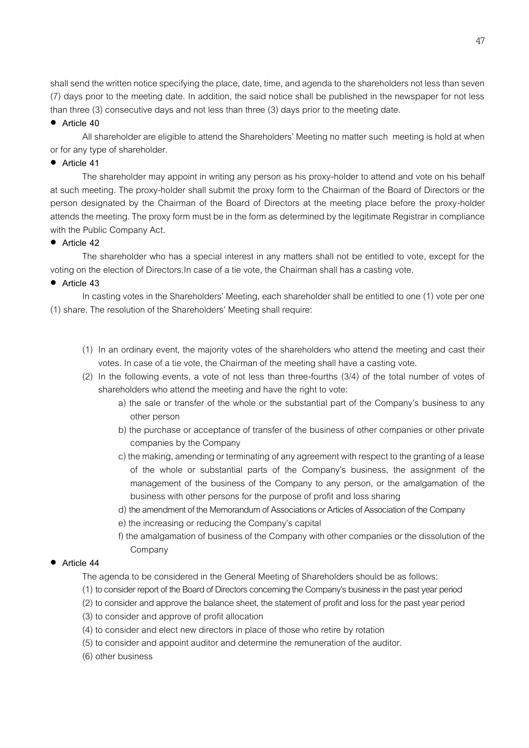shall send the written notice specifying the place, date, time, and agenda to the shareholders not less than seven (7) days prior to the meeting date. In addition, the said notice shall be published in the newspaper for not less than three (3) consecutive days and not less than three (3) days prior to the meeting date.

- **Article 40**

All shareholder are eligible to attend the Shareholders' Meeting no matter such meeting is hold at when or for any type of shareholder.

- **Article 41**

The shareholder may appoint in writing any person as his proxy-holder to attend and vote on his behalf at such meeting. The proxy-holder shall submit the proxy form to the Chairman of the Board of Directors or the person designated by the Chairman of the Board of Directors at the meeting place before the proxy-holder attends the meeting. The proxy form must be in the form as determined by the legitimate Registrar in compliance with the Public Company Act.

- **Article 42**

The shareholder who has a special interest in any matters shall not be entitled to vote, except for the voting on the election of Directors.In case of a tie vote, the Chairman shall has a casting vote.

- **Article 43**

In casting votes in the Shareholders' Meeting, each shareholder shall be entitled to one (1) vote per one (1) share. The resolution of the Shareholders' Meeting shall require:

(1) In an ordinary event, the majority votes of the shareholders who attend the meeting and cast their votes. In case of a tie vote, the Chairman of the meeting shall have a casting vote.

(2) In the following events, a vote of not less than three-fourths (3/4) of the total number of votes of shareholders who attend the meeting and have the right to vote:

a) the sale or transfer of the whole or the substantial part of the Company's business to any other person

b) the purchase or acceptance of transfer of the business of other companies or other private companies by the Company

c) the making, amending or terminating of any agreement with respect to the granting of a lease of the whole or substantial parts of the Company's business, the assignment of the management of the business of the Company to any person, or the amalgamation of the business with other persons for the purpose of profit and loss sharing

d) the amendment of the Memorandum of Associations or Articles of Association of the Company

e) the increasing or reducing the Company's capital

f) the amalgamation of business of the Company with other companies or the dissolution of the Company

- **Article 44**

The agenda to be considered in the General Meeting of Shareholders should be as follows:

(1) to consider report of the Board of Directors concerning the Company's business in the past year period

(2) to consider and approve the balance sheet, the statement of profit and loss for the past year period

(3) to consider and approve of profit allocation

(4) to consider and elect new directors in place of those who retire by rotation

(5) to consider and appoint auditor and determine the remuneration of the auditor.

(6) other business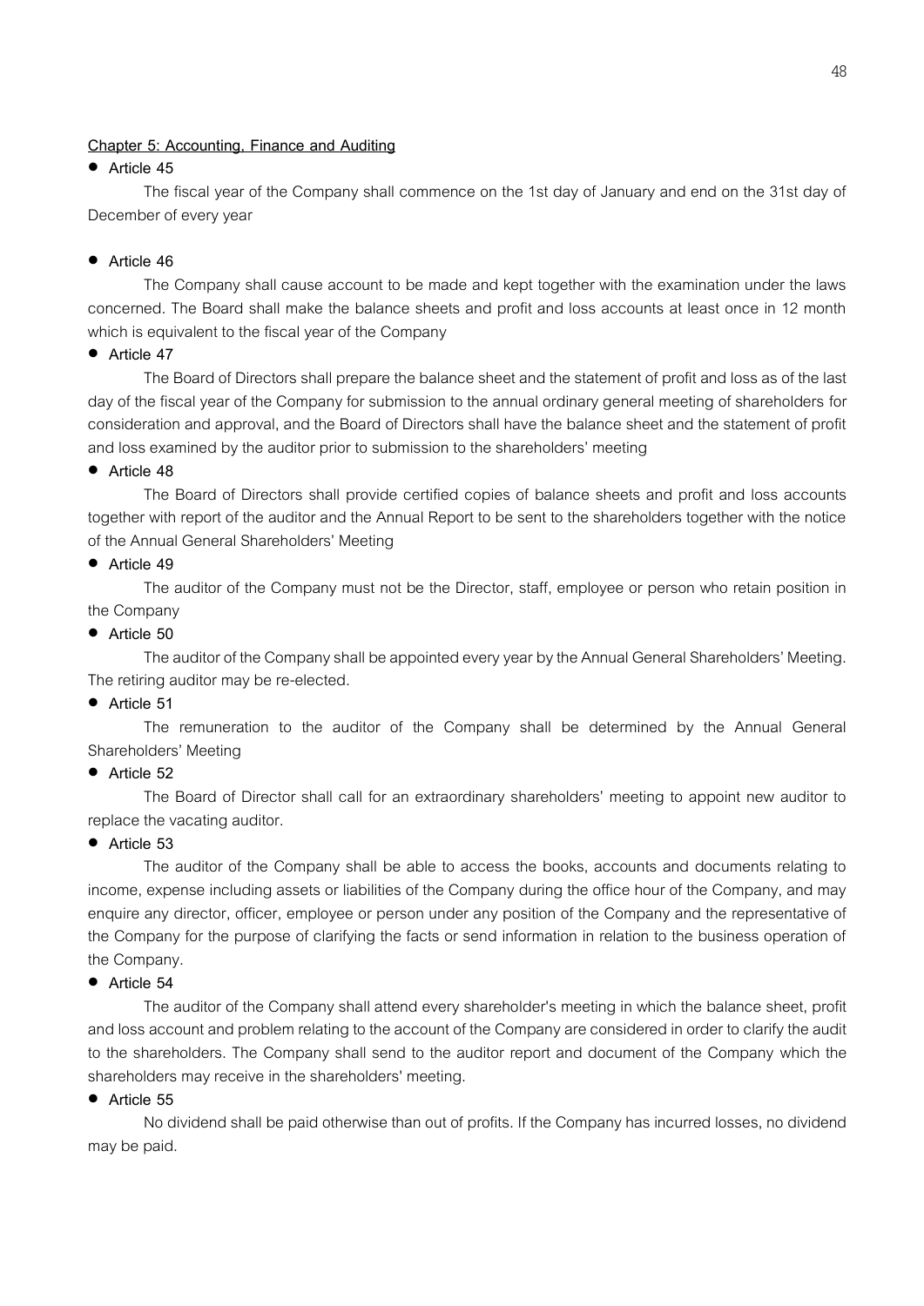**Chapter 5: Accounting, Finance and Auditing**

- **Article 45**

The fiscal year of the Company shall commence on the 1st day of January and end on the 31st day of December of every year

- **Article 46**

The Company shall cause account to be made and kept together with the examination under the laws concerned. The Board shall make the balance sheets and profit and loss accounts at least once in 12 month which is equivalent to the fiscal year of the Company

- **Article 47**

The Board of Directors shall prepare the balance sheet and the statement of profit and loss as of the last day of the fiscal year of the Company for submission to the annual ordinary general meeting of shareholders for consideration and approval, and the Board of Directors shall have the balance sheet and the statement of profit and loss examined by the auditor prior to submission to the shareholders' meeting

- **Article 48**

The Board of Directors shall provide certified copies of balance sheets and profit and loss accounts together with report of the auditor and the Annual Report to be sent to the shareholders together with the notice of the Annual General Shareholders' Meeting

- **Article 49**

The auditor of the Company must not be the Director, staff, employee or person who retain position in the Company

- **Article 50**

The auditor of the Company shall be appointed every year by the Annual General Shareholders' Meeting. The retiring auditor may be re-elected.

- **Article 51**

The remuneration to the auditor of the Company shall be determined by the Annual General Shareholders' Meeting

- **Article 52**

The Board of Director shall call for an extraordinary shareholders' meeting to appoint new auditor to replace the vacating auditor.

- **Article 53**

The auditor of the Company shall be able to access the books, accounts and documents relating to income, expense including assets or liabilities of the Company during the office hour of the Company, and may enquire any director, officer, employee or person under any position of the Company and the representative of the Company for the purpose of clarifying the facts or send information in relation to the business operation of the Company.

- **Article 54**

The auditor of the Company shall attend every shareholder's meeting in which the balance sheet, profit and loss account and problem relating to the account of the Company are considered in order to clarify the audit to the shareholders. The Company shall send to the auditor report and document of the Company which the shareholders may receive in the shareholders' meeting.

- **Article 55**

No dividend shall be paid otherwise than out of profits. If the Company has incurred losses, no dividend may be paid.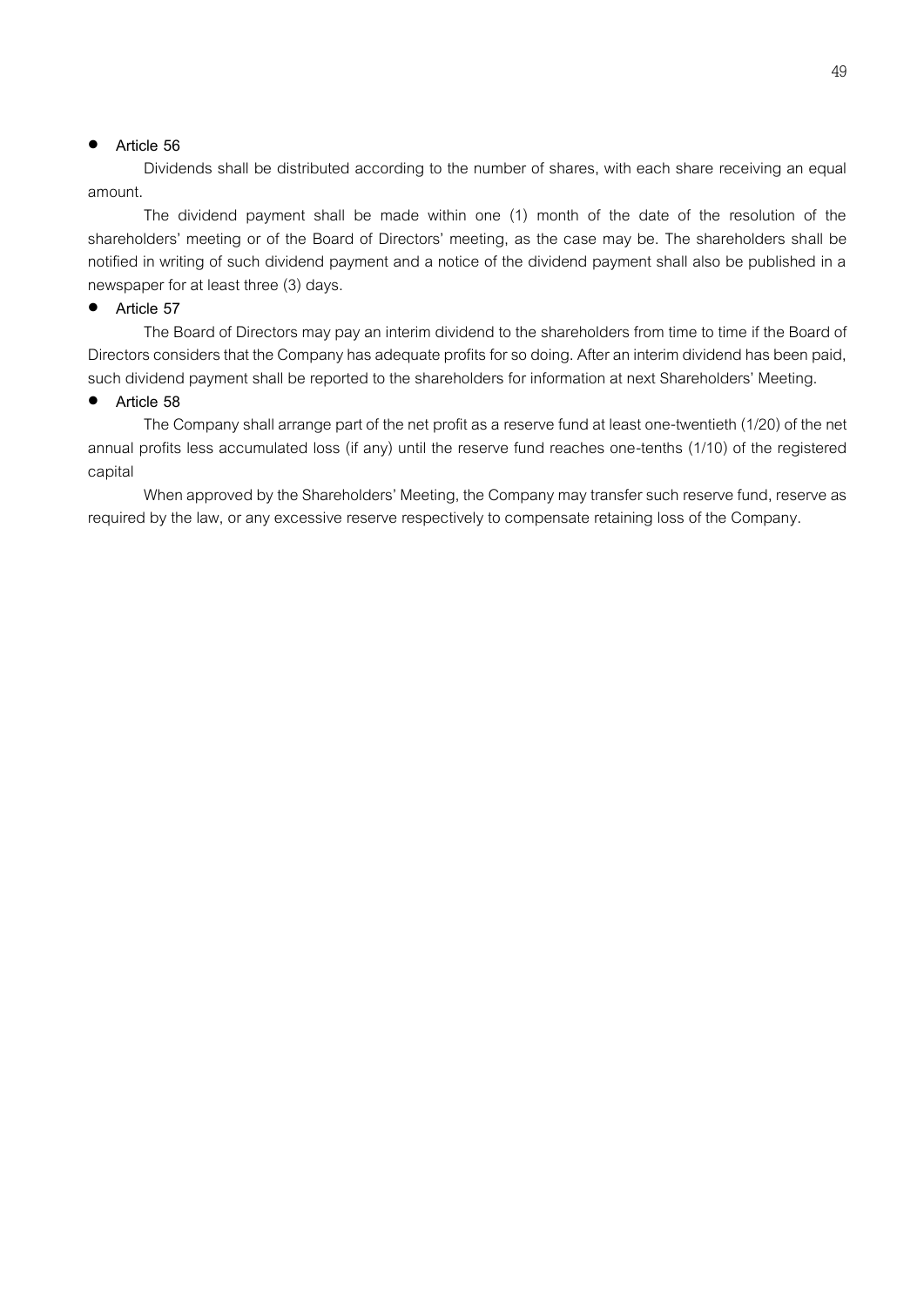- **Article 56**

Dividends shall be distributed according to the number of shares, with each share receiving an equal amount.

The dividend payment shall be made within one (1) month of the date of the resolution of the shareholders' meeting or of the Board of Directors' meeting, as the case may be. The shareholders shall be notified in writing of such dividend payment and a notice of the dividend payment shall also be published in a newspaper for at least three (3) days.

- **Article 57**

The Board of Directors may pay an interim dividend to the shareholders from time to time if the Board of Directors considers that the Company has adequate profits for so doing. After an interim dividend has been paid, such dividend payment shall be reported to the shareholders for information at next Shareholders' Meeting.

- **Article 58**

The Company shall arrange part of the net profit as a reserve fund at least one-twentieth (1/20) of the net annual profits less accumulated loss (if any) until the reserve fund reaches one-tenths (1/10) of the registered capital

When approved by the Shareholders' Meeting, the Company may transfer such reserve fund, reserve as required by the law, or any excessive reserve respectively to compensate retaining loss of the Company.